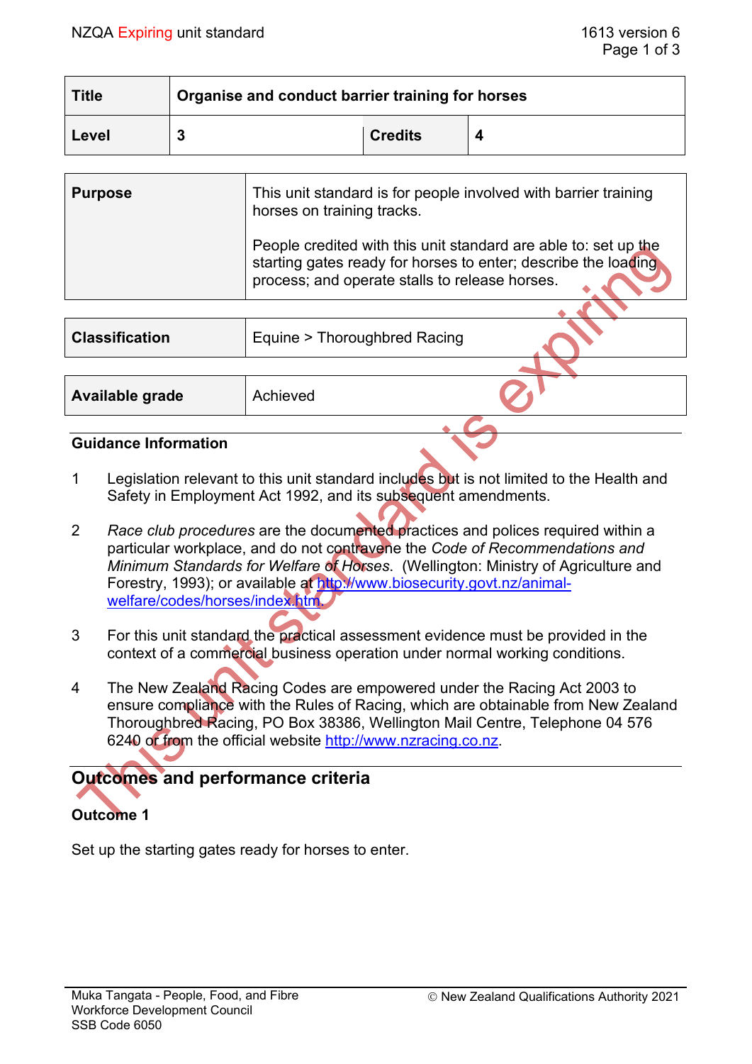| Title | Organise and conduct barrier training for horses | | |
|---|---|---|---|
| Level | 3 | Credits | 4 |

| Purpose | This unit standard is for people involved with barrier training horses on training tracks.<br><br>People credited with this unit standard are able to: set up the starting gates ready for horses to enter; describe the loading process; and operate stalls to release horses. |
|---|---|

| Classification | Equine > Thoroughbred Racing |
|---|---|

| Available grade | Achieved |
|---|---|

## Guidance Information

1. Legislation relevant to this unit standard includes but is not limited to the Health and Safety in Employment Act 1992, and its subsequent amendments.

2. *Race club procedures* are the documented practices and polices required within a particular workplace, and do not contravene the *Code of Recommendations and Minimum Standards for Welfare of Horses*. (Wellington: Ministry of Agriculture and Forestry, 1993); or available at http://www.biosecurity.govt.nz/animal-welfare/codes/horses/index.htm.

3. For this unit standard the practical assessment evidence must be provided in the context of a commercial business operation under normal working conditions.

4. The New Zealand Racing Codes are empowered under the Racing Act 2003 to ensure compliance with the Rules of Racing, which are obtainable from New Zealand Thoroughbred Racing, PO Box 38386, Wellington Mail Centre, Telephone 04 576 6240 or from the official website http://www.nzracing.co.nz.

## Outcomes and performance criteria

### Outcome 1

Set up the starting gates ready for horses to enter.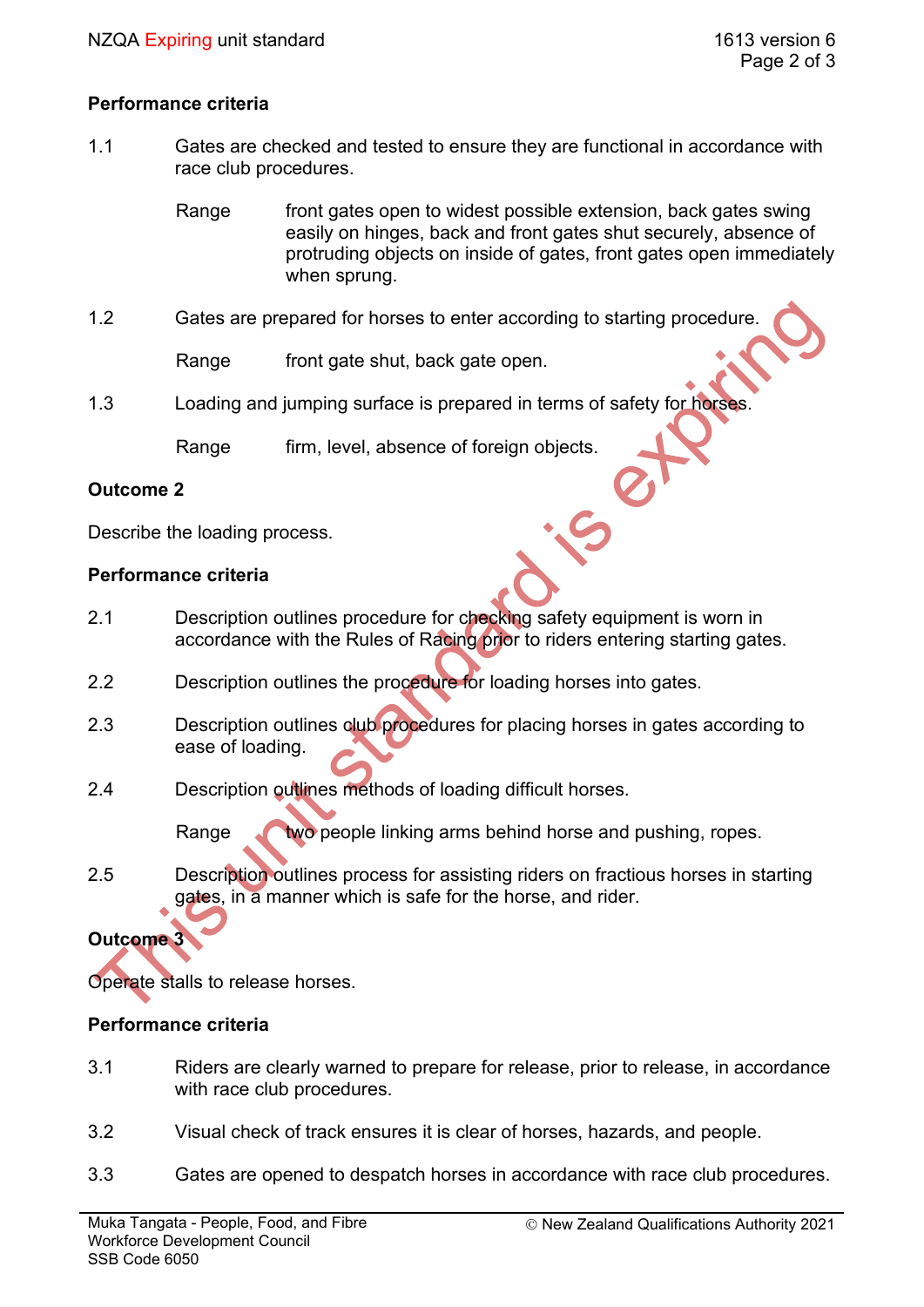## Performance criteria

1.1 Gates are checked and tested to ensure they are functional in accordance with race club procedures.

Range: front gates open to widest possible extension, back gates swing easily on hinges, back and front gates shut securely, absence of protruding objects on inside of gates, front gates open immediately when sprung.

1.2 Gates are prepared for horses to enter according to starting procedure.

Range: front gate shut, back gate open.

1.3 Loading and jumping surface is prepared in terms of safety for horses.

Range: firm, level, absence of foreign objects.

## Outcome 2

Describe the loading process.

## Performance criteria

2.1 Description outlines procedure for checking safety equipment is worn in accordance with the Rules of Racing prior to riders entering starting gates.

2.2 Description outlines the procedure for loading horses into gates.

2.3 Description outlines club procedures for placing horses in gates according to ease of loading.

2.4 Description outlines methods of loading difficult horses.

Range: two people linking arms behind horse and pushing, ropes.

2.5 Description outlines process for assisting riders on fractious horses in starting gates, in a manner which is safe for the horse, and rider.

## Outcome 3

Operate stalls to release horses.

## Performance criteria

3.1 Riders are clearly warned to prepare for release, prior to release, in accordance with race club procedures.

3.2 Visual check of track ensures it is clear of horses, hazards, and people.

3.3 Gates are opened to despatch horses in accordance with race club procedures.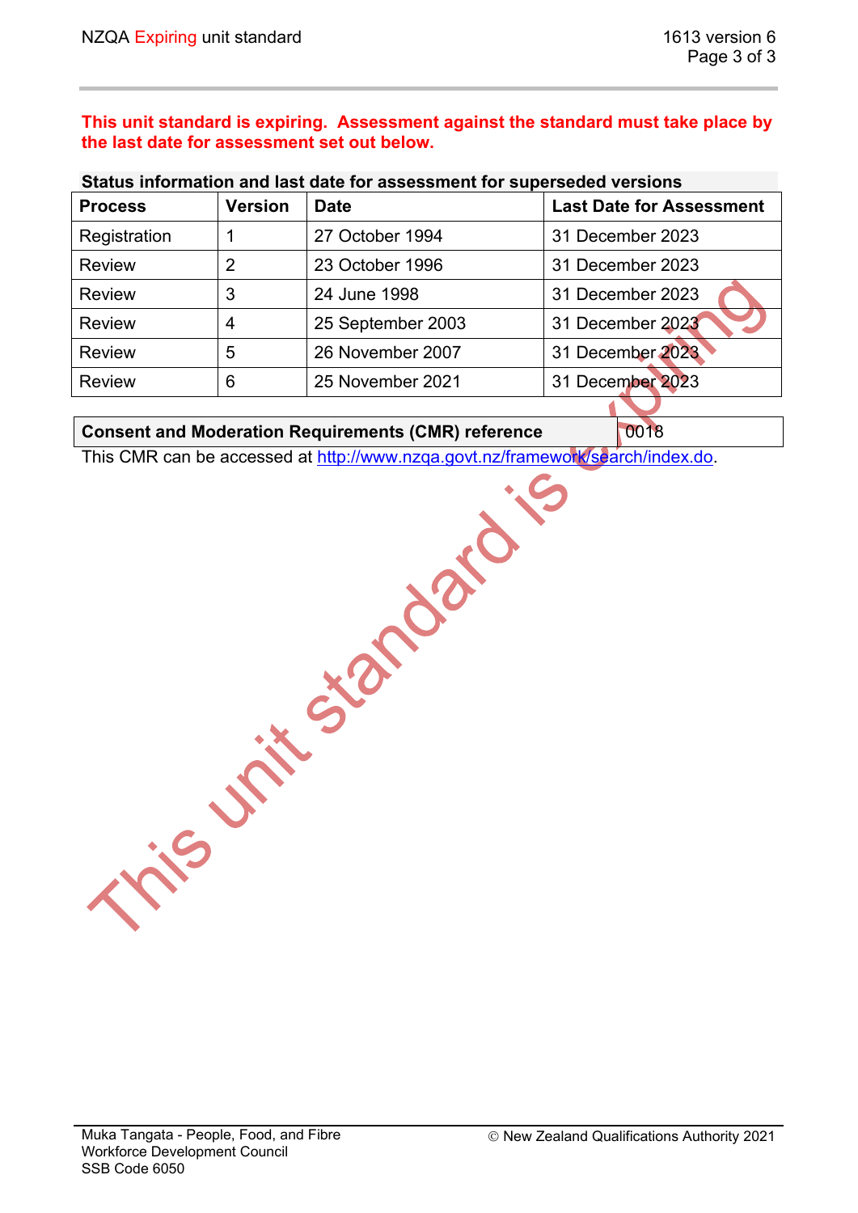**This unit standard is expiring. Assessment against the standard must take place by the last date for assessment set out below.**

**Status information and last date for assessment for superseded versions**

| Process | Version | Date | Last Date for Assessment |
|---|---|---|---|
| Registration | 1 | 27 October 1994 | 31 December 2023 |
| Review | 2 | 23 October 1996 | 31 December 2023 |
| Review | 3 | 24 June 1998 | 31 December 2023 |
| Review | 4 | 25 September 2003 | 31 December 2023 |
| Review | 5 | 26 November 2007 | 31 December 2023 |
| Review | 6 | 25 November 2021 | 31 December 2023 |

| | |
|---|---|
| **Consent and Moderation Requirements (CMR) reference** | 0018 |

This CMR can be accessed at http://www.nzqa.govt.nz/framework/search/index.do.

This unit standard is expiring

Muka Tangata - People, Food, and Fibre Workforce Development Council
SSB Code 6050

© New Zealand Qualifications Authority 2021